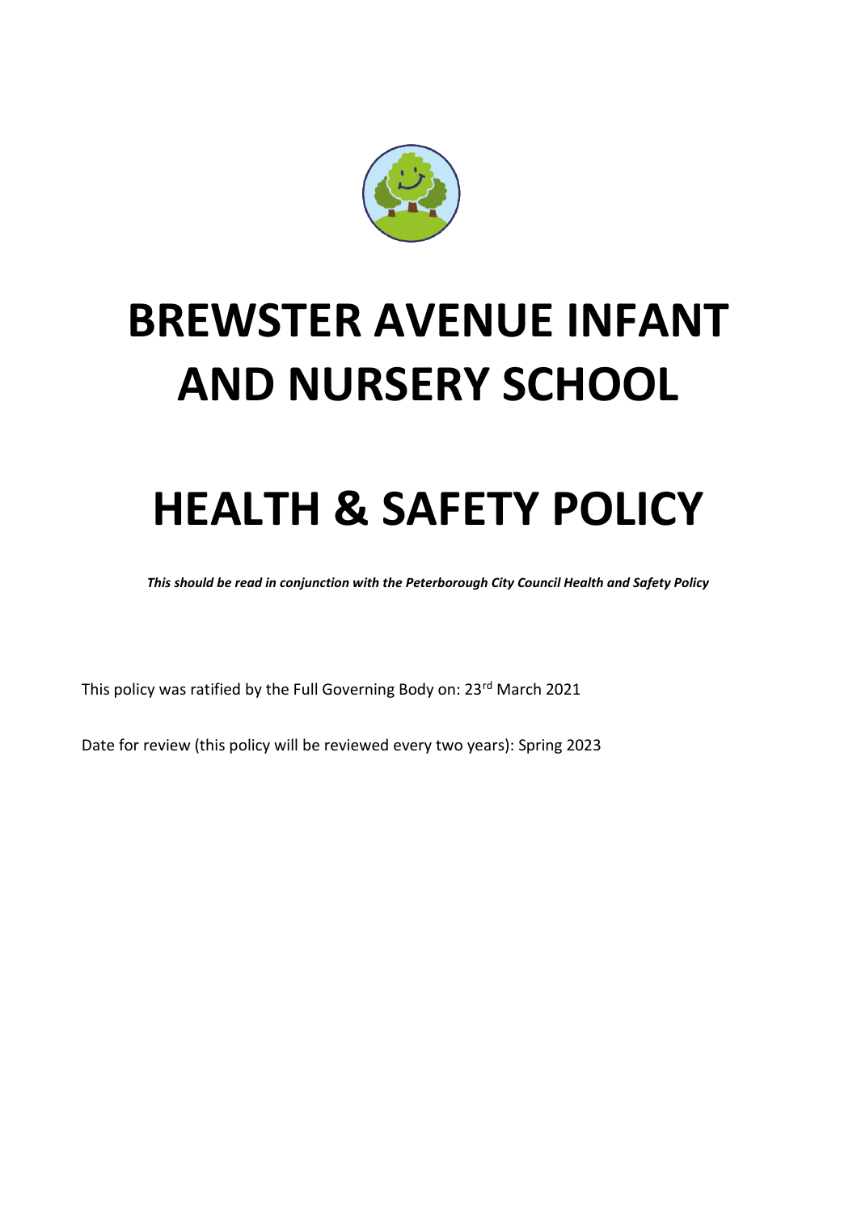# BREWSTER AVENUE INFANT AND NURSERY SCHOOL

# HEALTH & SAFETY POLICY

***This should be read in conjunction with the Peterborough City Council Health and Safety Policy***

This policy was ratified by the Full Governing Body on: 23rd March 2021

Date for review (this policy will be reviewed every two years): Spring 2023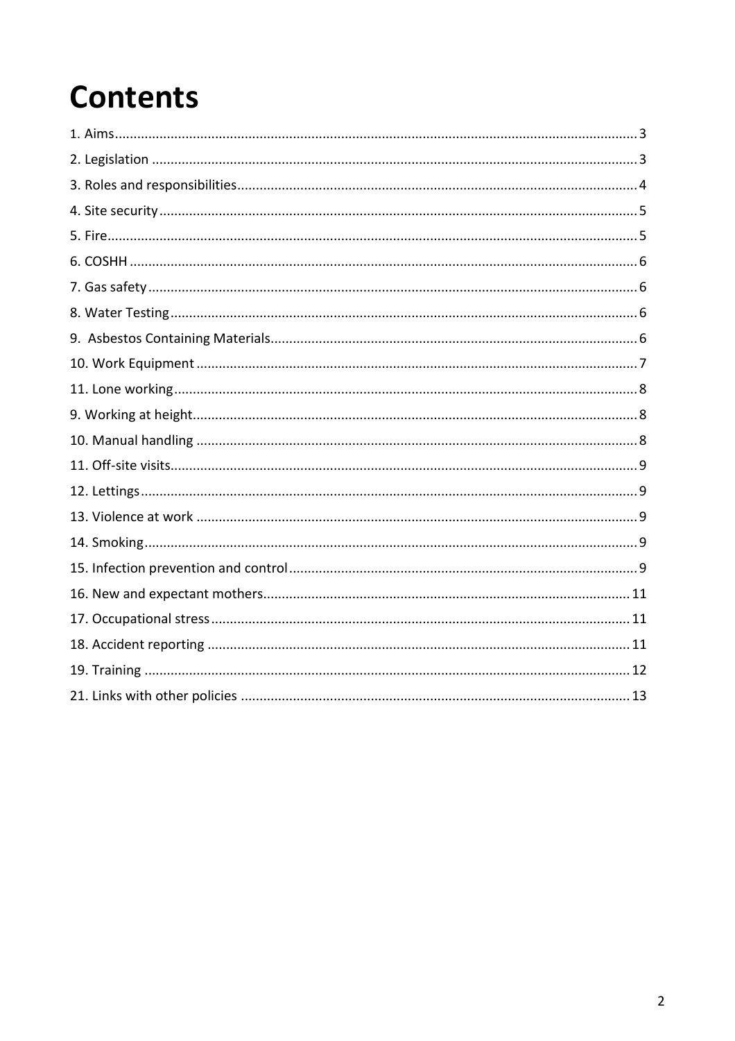# Contents

1. Aims ........................................................................................................................................ 3
2. Legislation ............................................................................................................................... 3
3. Roles and responsibilities .......................................................................................................... 4
4. Site security ............................................................................................................................. 5
5. Fire .......................................................................................................................................... 5
6. COSHH .................................................................................................................................... 6
7. Gas safety ................................................................................................................................ 6
8. Water Testing ........................................................................................................................... 6
9. Asbestos Containing Materials ................................................................................................. 6
10. Work Equipment ..................................................................................................................... 7
11. Lone working .......................................................................................................................... 8
9. Working at height ...................................................................................................................... 8
10. Manual handling ..................................................................................................................... 8
11. Off-site visits ........................................................................................................................... 9
12. Lettings ................................................................................................................................... 9
13. Violence at work ..................................................................................................................... 9
14. Smoking .................................................................................................................................. 9
15. Infection prevention and control ............................................................................................. 9
16. New and expectant mothers .................................................................................................. 11
17. Occupational stress ............................................................................................................... 11
18. Accident reporting ................................................................................................................. 11
19. Training ................................................................................................................................. 12
21. Links with other policies ........................................................................................................ 13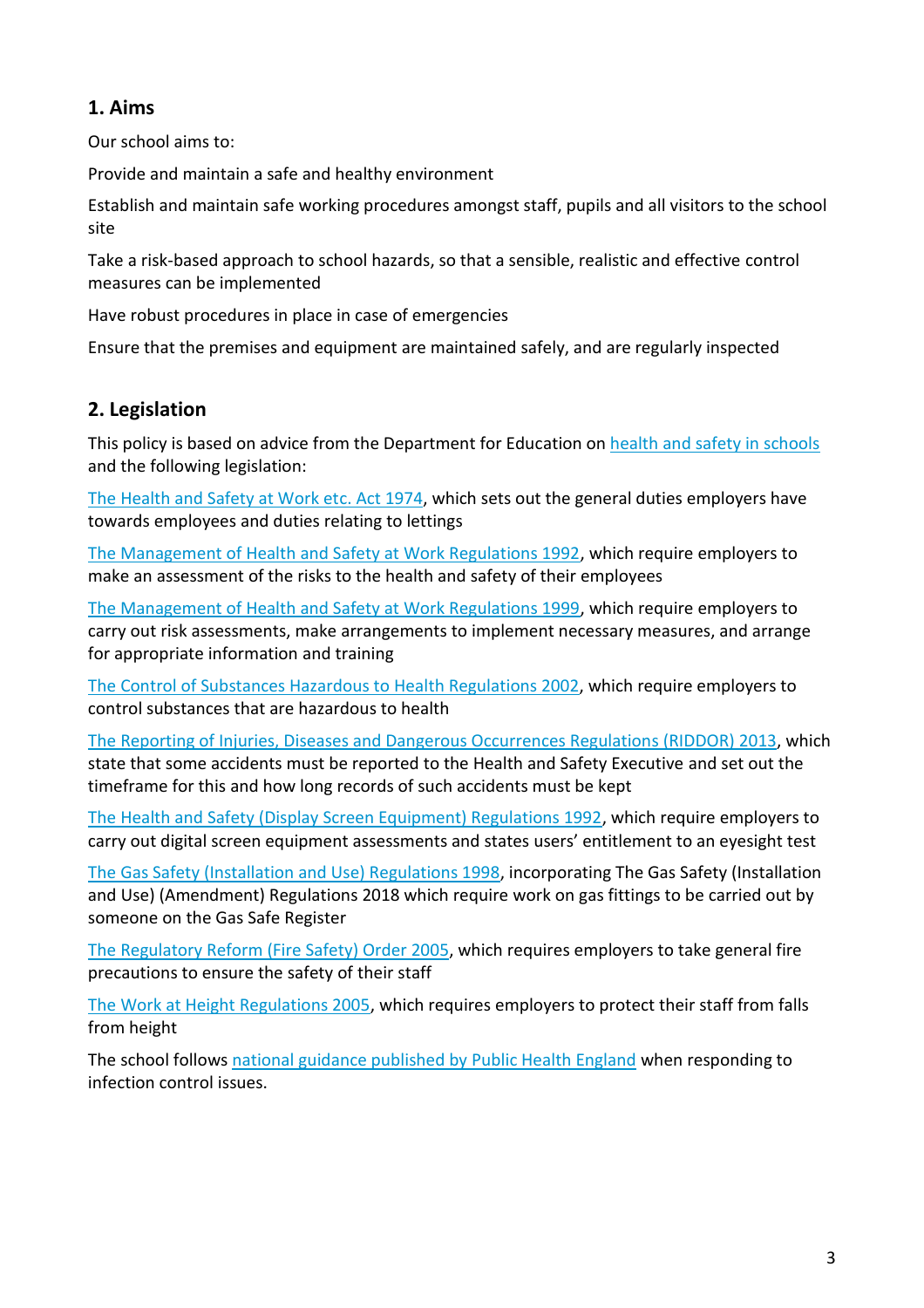## 1. Aims

Our school aims to:

Provide and maintain a safe and healthy environment

Establish and maintain safe working procedures amongst staff, pupils and all visitors to the school site

Take a risk-based approach to school hazards, so that a sensible, realistic and effective control measures can be implemented

Have robust procedures in place in case of emergencies

Ensure that the premises and equipment are maintained safely, and are regularly inspected

## 2. Legislation

This policy is based on advice from the Department for Education on health and safety in schools and the following legislation:

The Health and Safety at Work etc. Act 1974, which sets out the general duties employers have towards employees and duties relating to lettings

The Management of Health and Safety at Work Regulations 1992, which require employers to make an assessment of the risks to the health and safety of their employees

The Management of Health and Safety at Work Regulations 1999, which require employers to carry out risk assessments, make arrangements to implement necessary measures, and arrange for appropriate information and training

The Control of Substances Hazardous to Health Regulations 2002, which require employers to control substances that are hazardous to health

The Reporting of Injuries, Diseases and Dangerous Occurrences Regulations (RIDDOR) 2013, which state that some accidents must be reported to the Health and Safety Executive and set out the timeframe for this and how long records of such accidents must be kept

The Health and Safety (Display Screen Equipment) Regulations 1992, which require employers to carry out digital screen equipment assessments and states users' entitlement to an eyesight test

The Gas Safety (Installation and Use) Regulations 1998, incorporating The Gas Safety (Installation and Use) (Amendment) Regulations 2018 which require work on gas fittings to be carried out by someone on the Gas Safe Register

The Regulatory Reform (Fire Safety) Order 2005, which requires employers to take general fire precautions to ensure the safety of their staff

The Work at Height Regulations 2005, which requires employers to protect their staff from falls from height

The school follows national guidance published by Public Health England when responding to infection control issues.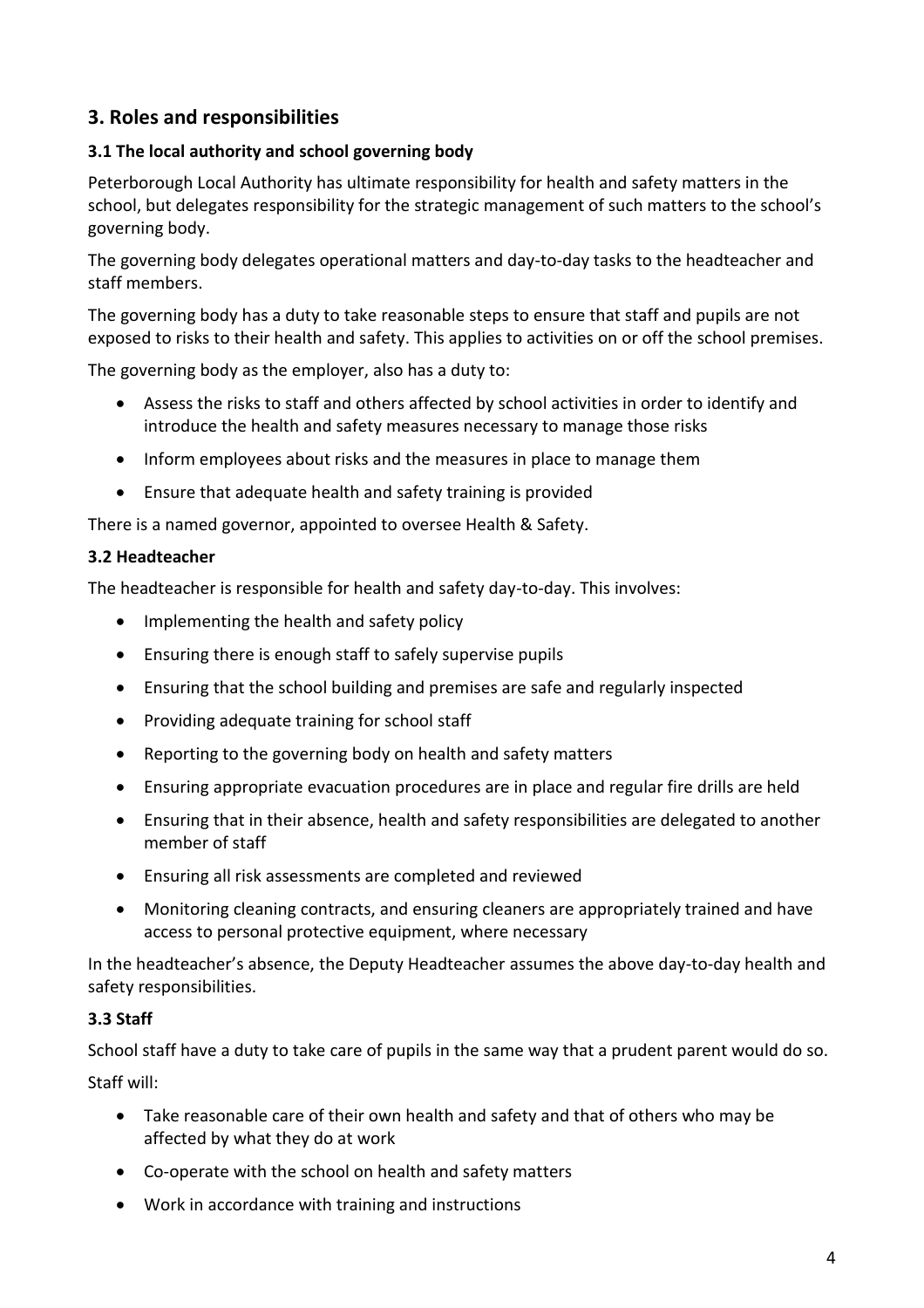## 3. Roles and responsibilities

### 3.1 The local authority and school governing body

Peterborough Local Authority has ultimate responsibility for health and safety matters in the school, but delegates responsibility for the strategic management of such matters to the school's governing body.

The governing body delegates operational matters and day-to-day tasks to the headteacher and staff members.

The governing body has a duty to take reasonable steps to ensure that staff and pupils are not exposed to risks to their health and safety. This applies to activities on or off the school premises.

The governing body as the employer, also has a duty to:

- Assess the risks to staff and others affected by school activities in order to identify and introduce the health and safety measures necessary to manage those risks
- Inform employees about risks and the measures in place to manage them
- Ensure that adequate health and safety training is provided

There is a named governor, appointed to oversee Health & Safety.

### 3.2 Headteacher

The headteacher is responsible for health and safety day-to-day. This involves:

- Implementing the health and safety policy
- Ensuring there is enough staff to safely supervise pupils
- Ensuring that the school building and premises are safe and regularly inspected
- Providing adequate training for school staff
- Reporting to the governing body on health and safety matters
- Ensuring appropriate evacuation procedures are in place and regular fire drills are held
- Ensuring that in their absence, health and safety responsibilities are delegated to another member of staff
- Ensuring all risk assessments are completed and reviewed
- Monitoring cleaning contracts, and ensuring cleaners are appropriately trained and have access to personal protective equipment, where necessary

In the headteacher's absence, the Deputy Headteacher assumes the above day-to-day health and safety responsibilities.

### 3.3 Staff

School staff have a duty to take care of pupils in the same way that a prudent parent would do so.

Staff will:

- Take reasonable care of their own health and safety and that of others who may be affected by what they do at work
- Co-operate with the school on health and safety matters
- Work in accordance with training and instructions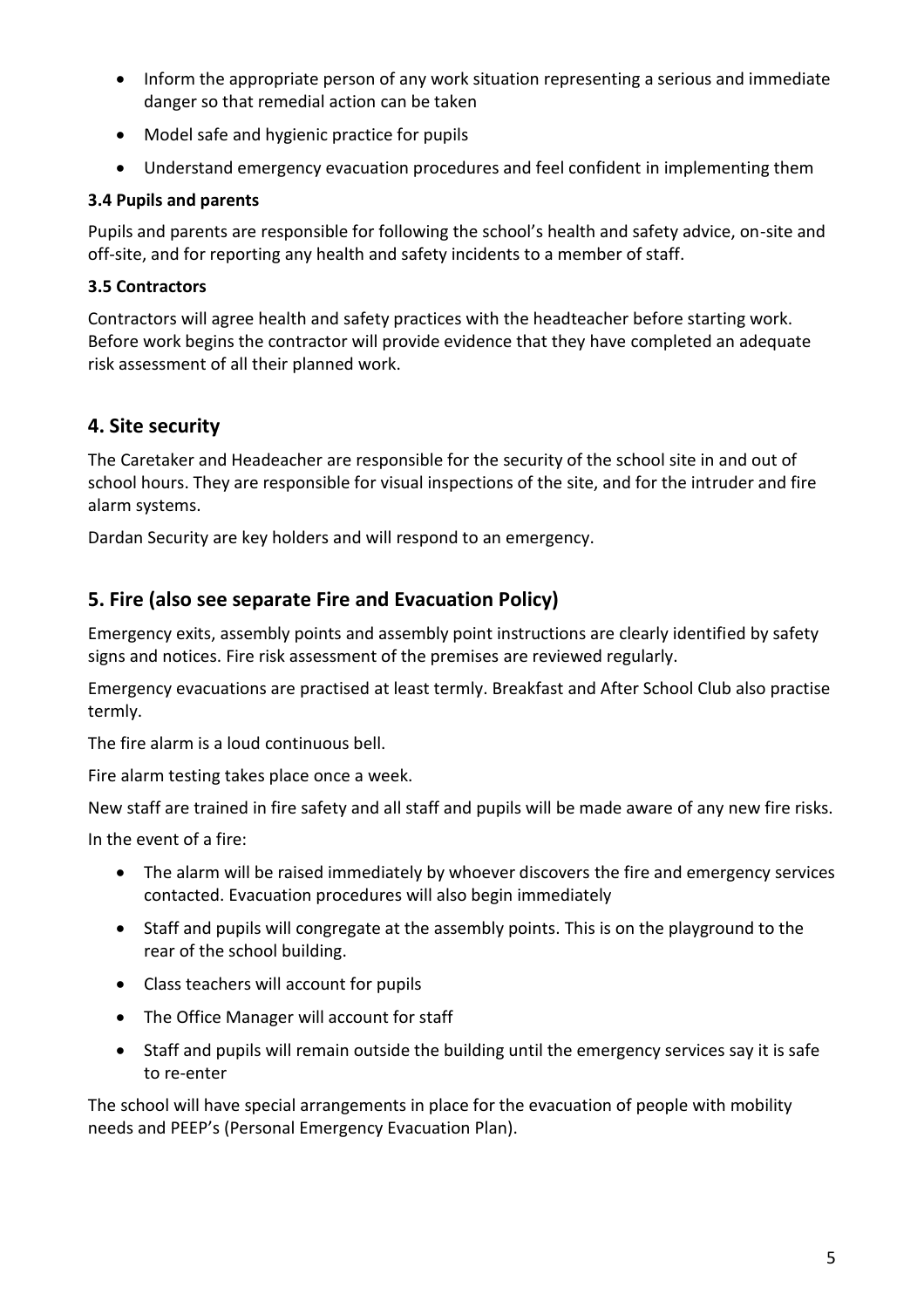- Inform the appropriate person of any work situation representing a serious and immediate danger so that remedial action can be taken
- Model safe and hygienic practice for pupils
- Understand emergency evacuation procedures and feel confident in implementing them

### 3.4 Pupils and parents

Pupils and parents are responsible for following the school's health and safety advice, on-site and off-site, and for reporting any health and safety incidents to a member of staff.

### 3.5 Contractors

Contractors will agree health and safety practices with the headteacher before starting work. Before work begins the contractor will provide evidence that they have completed an adequate risk assessment of all their planned work.

## 4. Site security

The Caretaker and Headeacher are responsible for the security of the school site in and out of school hours. They are responsible for visual inspections of the site, and for the intruder and fire alarm systems.

Dardan Security are key holders and will respond to an emergency.

## 5. Fire (also see separate Fire and Evacuation Policy)

Emergency exits, assembly points and assembly point instructions are clearly identified by safety signs and notices. Fire risk assessment of the premises are reviewed regularly.

Emergency evacuations are practised at least termly. Breakfast and After School Club also practise termly.

The fire alarm is a loud continuous bell.

Fire alarm testing takes place once a week.

New staff are trained in fire safety and all staff and pupils will be made aware of any new fire risks.

In the event of a fire:

- The alarm will be raised immediately by whoever discovers the fire and emergency services contacted. Evacuation procedures will also begin immediately
- Staff and pupils will congregate at the assembly points. This is on the playground to the rear of the school building.
- Class teachers will account for pupils
- The Office Manager will account for staff
- Staff and pupils will remain outside the building until the emergency services say it is safe to re-enter

The school will have special arrangements in place for the evacuation of people with mobility needs and PEEP's (Personal Emergency Evacuation Plan).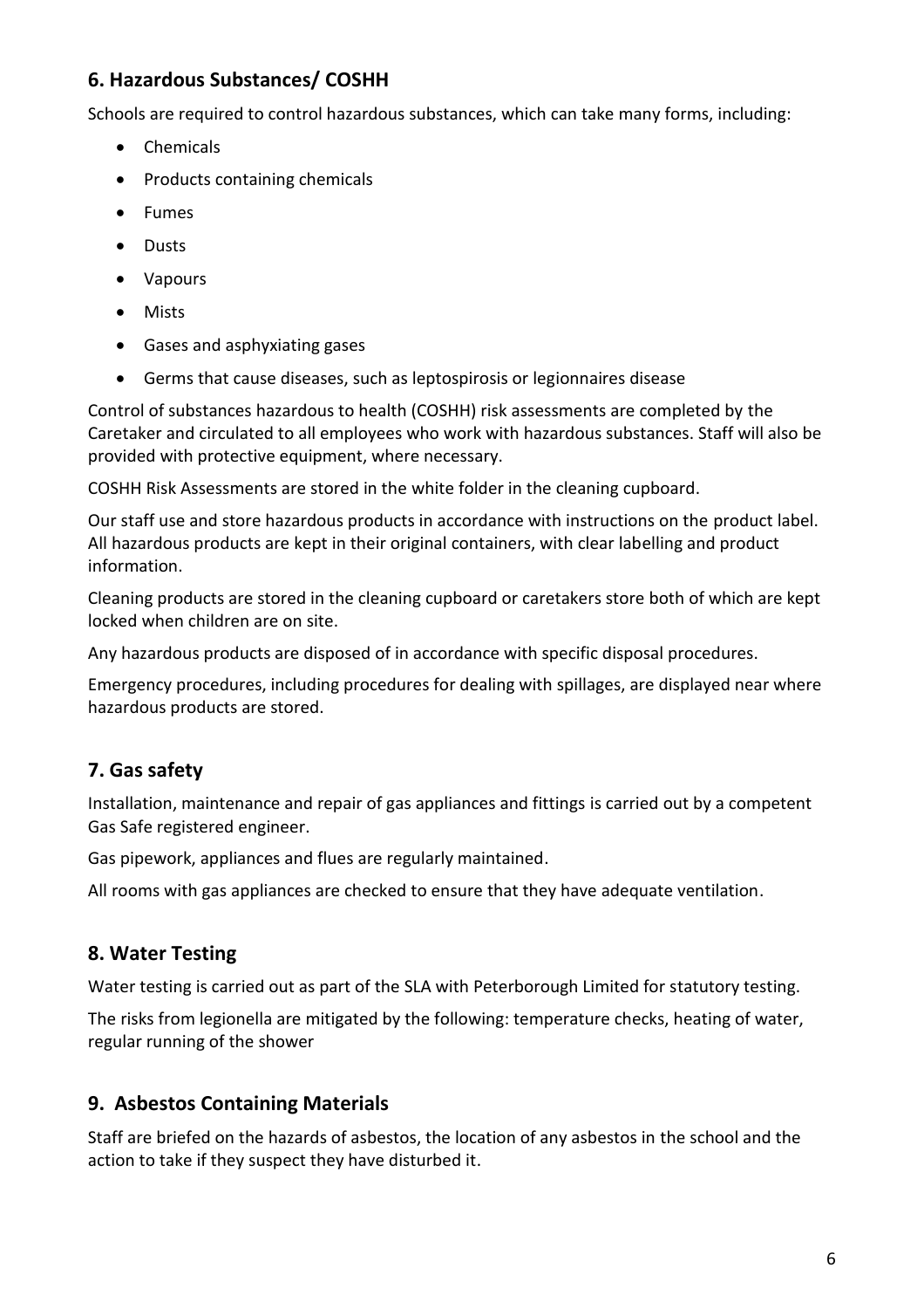## 6. Hazardous Substances/ COSHH

Schools are required to control hazardous substances, which can take many forms, including:

- Chemicals
- Products containing chemicals
- Fumes
- Dusts
- Vapours
- Mists
- Gases and asphyxiating gases
- Germs that cause diseases, such as leptospirosis or legionnaires disease

Control of substances hazardous to health (COSHH) risk assessments are completed by the Caretaker and circulated to all employees who work with hazardous substances. Staff will also be provided with protective equipment, where necessary.

COSHH Risk Assessments are stored in the white folder in the cleaning cupboard.

Our staff use and store hazardous products in accordance with instructions on the product label. All hazardous products are kept in their original containers, with clear labelling and product information.

Cleaning products are stored in the cleaning cupboard or caretakers store both of which are kept locked when children are on site.

Any hazardous products are disposed of in accordance with specific disposal procedures.

Emergency procedures, including procedures for dealing with spillages, are displayed near where hazardous products are stored.

## 7. Gas safety

Installation, maintenance and repair of gas appliances and fittings is carried out by a competent Gas Safe registered engineer.

Gas pipework, appliances and flues are regularly maintained.

All rooms with gas appliances are checked to ensure that they have adequate ventilation.

## 8. Water Testing

Water testing is carried out as part of the SLA with Peterborough Limited for statutory testing.

The risks from legionella are mitigated by the following: temperature checks, heating of water, regular running of the shower

## 9. Asbestos Containing Materials

Staff are briefed on the hazards of asbestos, the location of any asbestos in the school and the action to take if they suspect they have disturbed it.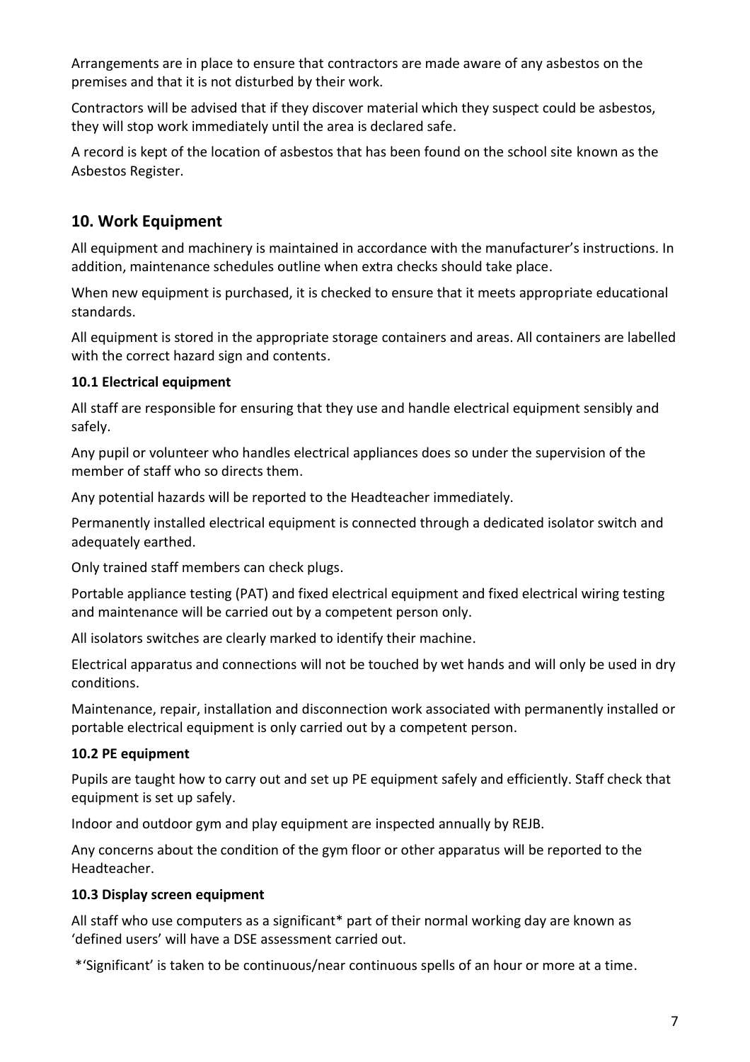Arrangements are in place to ensure that contractors are made aware of any asbestos on the premises and that it is not disturbed by their work.

Contractors will be advised that if they discover material which they suspect could be asbestos, they will stop work immediately until the area is declared safe.

A record is kept of the location of asbestos that has been found on the school site known as the Asbestos Register.

## 10. Work Equipment

All equipment and machinery is maintained in accordance with the manufacturer's instructions. In addition, maintenance schedules outline when extra checks should take place.

When new equipment is purchased, it is checked to ensure that it meets appropriate educational standards.

All equipment is stored in the appropriate storage containers and areas. All containers are labelled with the correct hazard sign and contents.

### 10.1 Electrical equipment

All staff are responsible for ensuring that they use and handle electrical equipment sensibly and safely.

Any pupil or volunteer who handles electrical appliances does so under the supervision of the member of staff who so directs them.

Any potential hazards will be reported to the Headteacher immediately.

Permanently installed electrical equipment is connected through a dedicated isolator switch and adequately earthed.

Only trained staff members can check plugs.

Portable appliance testing (PAT) and fixed electrical equipment and fixed electrical wiring testing and maintenance will be carried out by a competent person only.

All isolators switches are clearly marked to identify their machine.

Electrical apparatus and connections will not be touched by wet hands and will only be used in dry conditions.

Maintenance, repair, installation and disconnection work associated with permanently installed or portable electrical equipment is only carried out by a competent person.

### 10.2 PE equipment

Pupils are taught how to carry out and set up PE equipment safely and efficiently. Staff check that equipment is set up safely.

Indoor and outdoor gym and play equipment are inspected annually by REJB.

Any concerns about the condition of the gym floor or other apparatus will be reported to the Headteacher.

### 10.3 Display screen equipment

All staff who use computers as a significant* part of their normal working day are known as 'defined users' will have a DSE assessment carried out.

*'Significant' is taken to be continuous/near continuous spells of an hour or more at a time.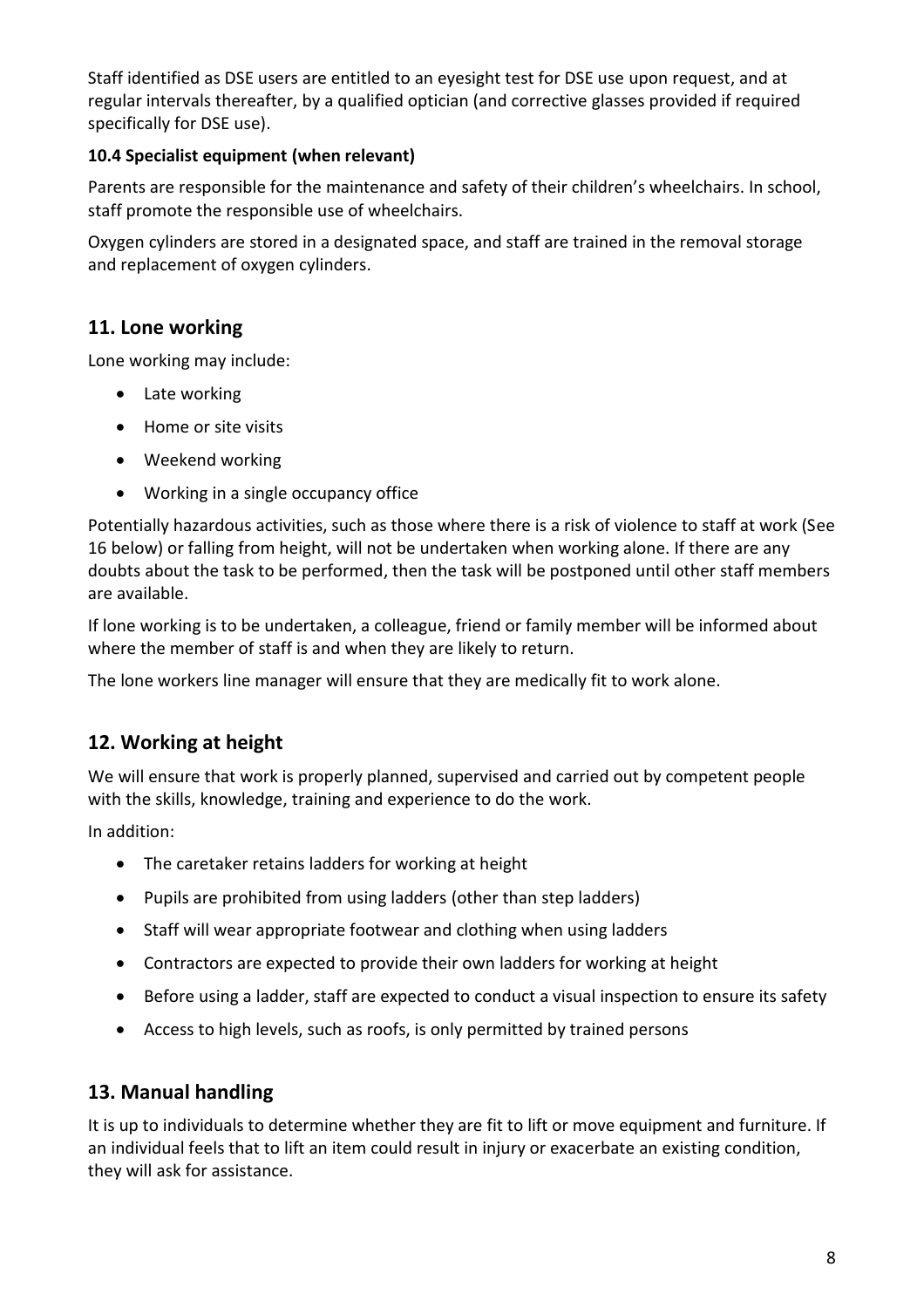Staff identified as DSE users are entitled to an eyesight test for DSE use upon request, and at regular intervals thereafter, by a qualified optician (and corrective glasses provided if required specifically for DSE use).

### 10.4 Specialist equipment (when relevant)

Parents are responsible for the maintenance and safety of their children's wheelchairs. In school, staff promote the responsible use of wheelchairs.

Oxygen cylinders are stored in a designated space, and staff are trained in the removal storage and replacement of oxygen cylinders.

## 11. Lone working

Lone working may include:

- Late working
- Home or site visits
- Weekend working
- Working in a single occupancy office

Potentially hazardous activities, such as those where there is a risk of violence to staff at work (See 16 below) or falling from height, will not be undertaken when working alone. If there are any doubts about the task to be performed, then the task will be postponed until other staff members are available.

If lone working is to be undertaken, a colleague, friend or family member will be informed about where the member of staff is and when they are likely to return.

The lone workers line manager will ensure that they are medically fit to work alone.

## 12. Working at height

We will ensure that work is properly planned, supervised and carried out by competent people with the skills, knowledge, training and experience to do the work.

In addition:

- The caretaker retains ladders for working at height
- Pupils are prohibited from using ladders (other than step ladders)
- Staff will wear appropriate footwear and clothing when using ladders
- Contractors are expected to provide their own ladders for working at height
- Before using a ladder, staff are expected to conduct a visual inspection to ensure its safety
- Access to high levels, such as roofs, is only permitted by trained persons

## 13. Manual handling

It is up to individuals to determine whether they are fit to lift or move equipment and furniture. If an individual feels that to lift an item could result in injury or exacerbate an existing condition, they will ask for assistance.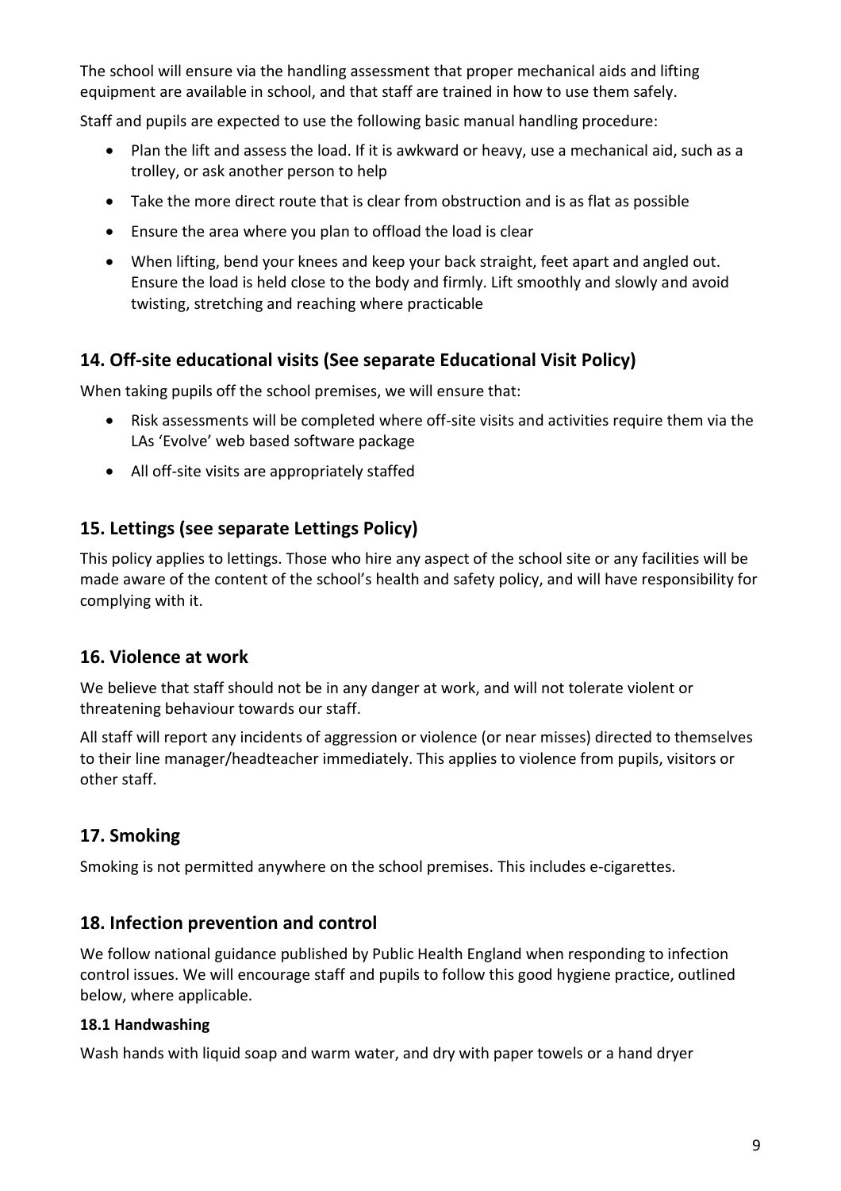The school will ensure via the handling assessment that proper mechanical aids and lifting equipment are available in school, and that staff are trained in how to use them safely.

Staff and pupils are expected to use the following basic manual handling procedure:

- Plan the lift and assess the load. If it is awkward or heavy, use a mechanical aid, such as a trolley, or ask another person to help
- Take the more direct route that is clear from obstruction and is as flat as possible
- Ensure the area where you plan to offload the load is clear
- When lifting, bend your knees and keep your back straight, feet apart and angled out. Ensure the load is held close to the body and firmly. Lift smoothly and slowly and avoid twisting, stretching and reaching where practicable

## 14. Off-site educational visits (See separate Educational Visit Policy)

When taking pupils off the school premises, we will ensure that:

- Risk assessments will be completed where off-site visits and activities require them via the LAs 'Evolve' web based software package
- All off-site visits are appropriately staffed

## 15. Lettings (see separate Lettings Policy)

This policy applies to lettings. Those who hire any aspect of the school site or any facilities will be made aware of the content of the school's health and safety policy, and will have responsibility for complying with it.

## 16. Violence at work

We believe that staff should not be in any danger at work, and will not tolerate violent or threatening behaviour towards our staff.

All staff will report any incidents of aggression or violence (or near misses) directed to themselves to their line manager/headteacher immediately. This applies to violence from pupils, visitors or other staff.

## 17. Smoking

Smoking is not permitted anywhere on the school premises. This includes e-cigarettes.

## 18. Infection prevention and control

We follow national guidance published by Public Health England when responding to infection control issues. We will encourage staff and pupils to follow this good hygiene practice, outlined below, where applicable.

### 18.1 Handwashing

Wash hands with liquid soap and warm water, and dry with paper towels or a hand dryer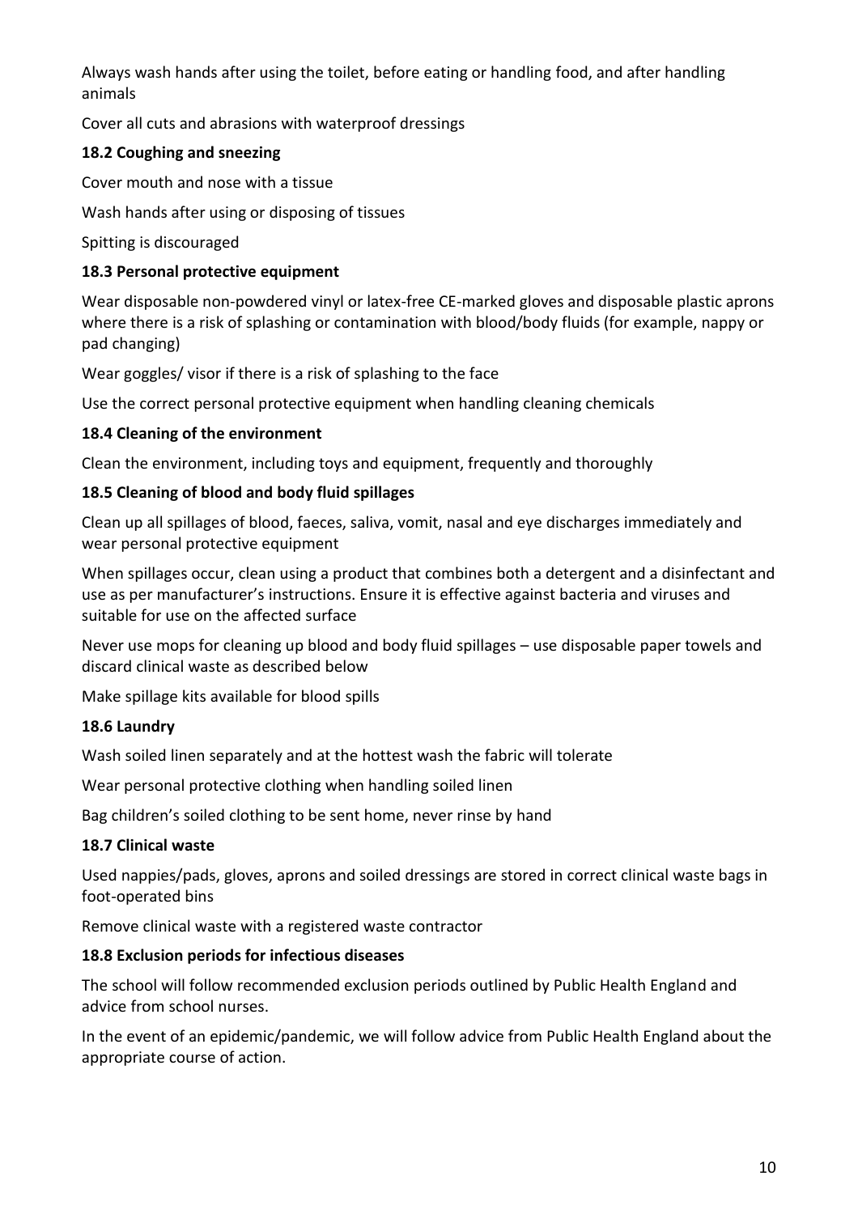Always wash hands after using the toilet, before eating or handling food, and after handling animals

Cover all cuts and abrasions with waterproof dressings

### 18.2 Coughing and sneezing

Cover mouth and nose with a tissue

Wash hands after using or disposing of tissues

Spitting is discouraged

### 18.3 Personal protective equipment

Wear disposable non-powdered vinyl or latex-free CE-marked gloves and disposable plastic aprons where there is a risk of splashing or contamination with blood/body fluids (for example, nappy or pad changing)

Wear goggles/ visor if there is a risk of splashing to the face

Use the correct personal protective equipment when handling cleaning chemicals

### 18.4 Cleaning of the environment

Clean the environment, including toys and equipment, frequently and thoroughly

### 18.5 Cleaning of blood and body fluid spillages

Clean up all spillages of blood, faeces, saliva, vomit, nasal and eye discharges immediately and wear personal protective equipment

When spillages occur, clean using a product that combines both a detergent and a disinfectant and use as per manufacturer's instructions. Ensure it is effective against bacteria and viruses and suitable for use on the affected surface

Never use mops for cleaning up blood and body fluid spillages – use disposable paper towels and discard clinical waste as described below

Make spillage kits available for blood spills

### 18.6 Laundry

Wash soiled linen separately and at the hottest wash the fabric will tolerate

Wear personal protective clothing when handling soiled linen

Bag children's soiled clothing to be sent home, never rinse by hand

### 18.7 Clinical waste

Used nappies/pads, gloves, aprons and soiled dressings are stored in correct clinical waste bags in foot-operated bins

Remove clinical waste with a registered waste contractor

### 18.8 Exclusion periods for infectious diseases

The school will follow recommended exclusion periods outlined by Public Health England and advice from school nurses.

In the event of an epidemic/pandemic, we will follow advice from Public Health England about the appropriate course of action.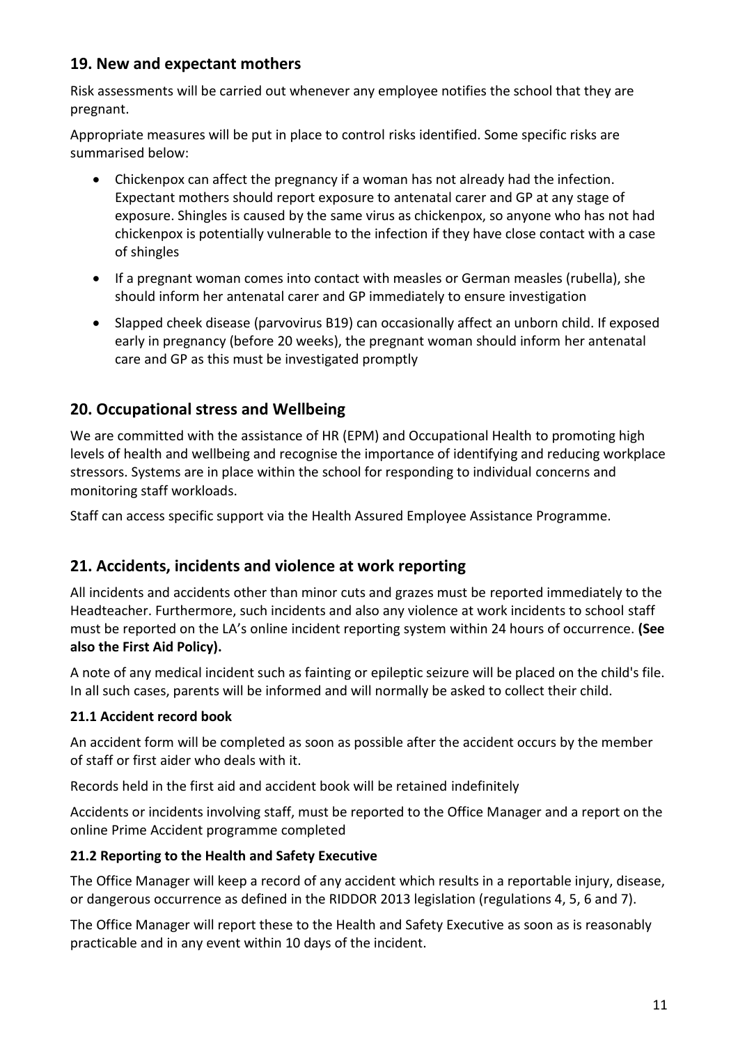## 19. New and expectant mothers

Risk assessments will be carried out whenever any employee notifies the school that they are pregnant.

Appropriate measures will be put in place to control risks identified. Some specific risks are summarised below:

- Chickenpox can affect the pregnancy if a woman has not already had the infection. Expectant mothers should report exposure to antenatal carer and GP at any stage of exposure. Shingles is caused by the same virus as chickenpox, so anyone who has not had chickenpox is potentially vulnerable to the infection if they have close contact with a case of shingles
- If a pregnant woman comes into contact with measles or German measles (rubella), she should inform her antenatal carer and GP immediately to ensure investigation
- Slapped cheek disease (parvovirus B19) can occasionally affect an unborn child. If exposed early in pregnancy (before 20 weeks), the pregnant woman should inform her antenatal care and GP as this must be investigated promptly

## 20. Occupational stress and Wellbeing

We are committed with the assistance of HR (EPM) and Occupational Health to promoting high levels of health and wellbeing and recognise the importance of identifying and reducing workplace stressors. Systems are in place within the school for responding to individual concerns and monitoring staff workloads.

Staff can access specific support via the Health Assured Employee Assistance Programme.

## 21. Accidents, incidents and violence at work reporting

All incidents and accidents other than minor cuts and grazes must be reported immediately to the Headteacher. Furthermore, such incidents and also any violence at work incidents to school staff must be reported on the LA's online incident reporting system within 24 hours of occurrence. **(See also the First Aid Policy).**

A note of any medical incident such as fainting or epileptic seizure will be placed on the child's file. In all such cases, parents will be informed and will normally be asked to collect their child.

### 21.1 Accident record book

An accident form will be completed as soon as possible after the accident occurs by the member of staff or first aider who deals with it.

Records held in the first aid and accident book will be retained indefinitely

Accidents or incidents involving staff, must be reported to the Office Manager and a report on the online Prime Accident programme completed

### 21.2 Reporting to the Health and Safety Executive

The Office Manager will keep a record of any accident which results in a reportable injury, disease, or dangerous occurrence as defined in the RIDDOR 2013 legislation (regulations 4, 5, 6 and 7).

The Office Manager will report these to the Health and Safety Executive as soon as is reasonably practicable and in any event within 10 days of the incident.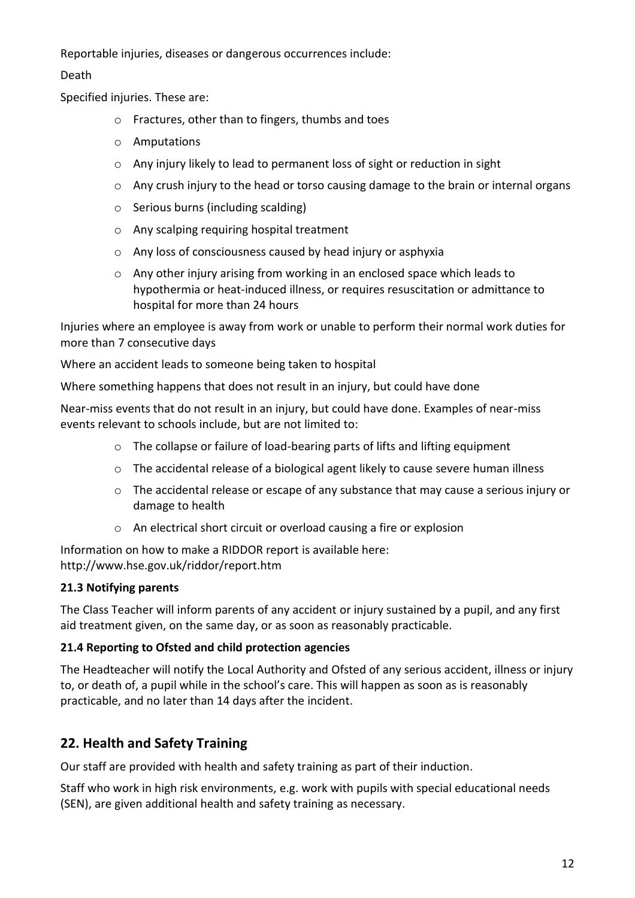Reportable injuries, diseases or dangerous occurrences include:

Death

Specified injuries. These are:

- Fractures, other than to fingers, thumbs and toes
- Amputations
- Any injury likely to lead to permanent loss of sight or reduction in sight
- Any crush injury to the head or torso causing damage to the brain or internal organs
- Serious burns (including scalding)
- Any scalping requiring hospital treatment
- Any loss of consciousness caused by head injury or asphyxia
- Any other injury arising from working in an enclosed space which leads to hypothermia or heat-induced illness, or requires resuscitation or admittance to hospital for more than 24 hours

Injuries where an employee is away from work or unable to perform their normal work duties for more than 7 consecutive days

Where an accident leads to someone being taken to hospital

Where something happens that does not result in an injury, but could have done

Near-miss events that do not result in an injury, but could have done. Examples of near-miss events relevant to schools include, but are not limited to:

- The collapse or failure of load-bearing parts of lifts and lifting equipment
- The accidental release of a biological agent likely to cause severe human illness
- The accidental release or escape of any substance that may cause a serious injury or damage to health
- An electrical short circuit or overload causing a fire or explosion

Information on how to make a RIDDOR report is available here: http://www.hse.gov.uk/riddor/report.htm

### 21.3 Notifying parents

The Class Teacher will inform parents of any accident or injury sustained by a pupil, and any first aid treatment given, on the same day, or as soon as reasonably practicable.

### 21.4 Reporting to Ofsted and child protection agencies

The Headteacher will notify the Local Authority and Ofsted of any serious accident, illness or injury to, or death of, a pupil while in the school's care. This will happen as soon as is reasonably practicable, and no later than 14 days after the incident.

## 22. Health and Safety Training

Our staff are provided with health and safety training as part of their induction.

Staff who work in high risk environments, e.g. work with pupils with special educational needs (SEN), are given additional health and safety training as necessary.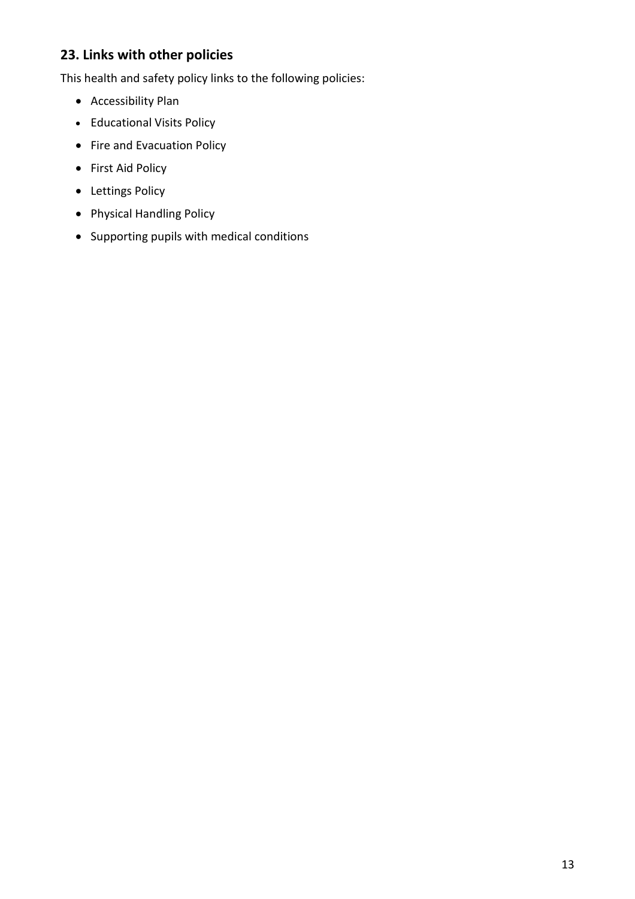## 23. Links with other policies

This health and safety policy links to the following policies:

- Accessibility Plan
- Educational Visits Policy
- Fire and Evacuation Policy
- First Aid Policy
- Lettings Policy
- Physical Handling Policy
- Supporting pupils with medical conditions